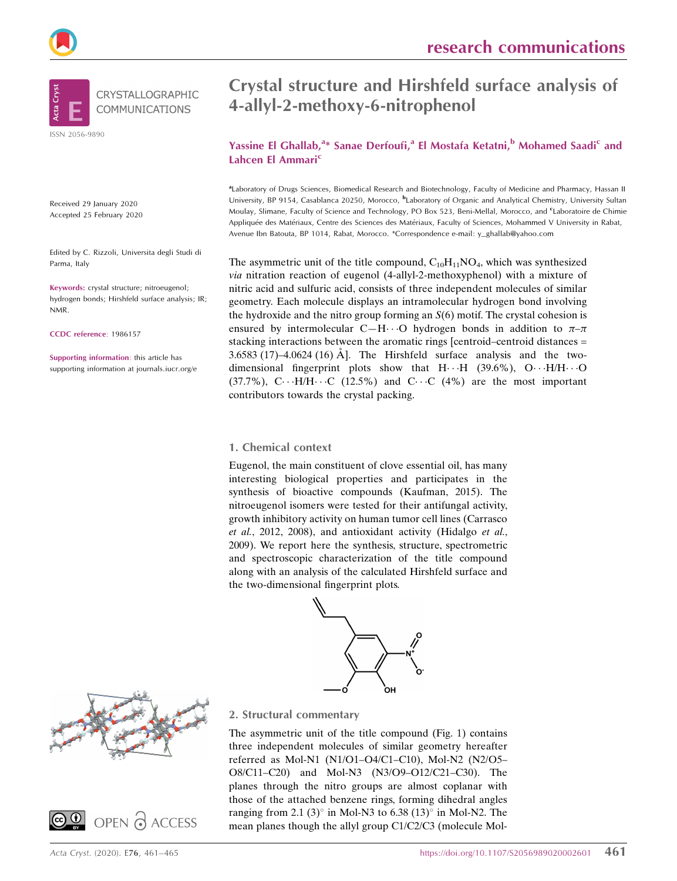CRYSTALLOGRAPHIC COMMUNICATIONS

ISSN 2056-9890

# Crystal structure and Hirshfeld surface analysis of 4-allyl-2-methoxy-6-nitrophenol

**Yassine El Ghallab,[a]* Sanae Derfoufi,[a] El Mostafa Ketatni,[b] Mohamed Saadi[c] and Lahcen El Ammari[c]**

[a]Laboratory of Drugs Sciences, Biomedical Research and Biotechnology, Faculty of Medicine and Pharmacy, Hassan II University, BP 9154, Casablanca 20250, Morocco, [b]Laboratory of Organic and Analytical Chemistry, University Sultan Moulay, Slimane, Faculty of Science and Technology, PO Box 523, Beni-Mellal, Morocco, and [c]Laboratoire de Chimie Appliquée des Matériaux, Centre des Sciences des Matériaux, Faculty of Sciences, Mohammed V University in Rabat, Avenue Ibn Batouta, BP 1014, Rabat, Morocco. *Correspondence e-mail: y_ghallab@yahoo.com

Received 29 January 2020
Accepted 25 February 2020

Edited by C. Rizzoli, Universita degli Studi di Parma, Italy

**Keywords:** crystal structure; nitroeugenol; hydrogen bonds; Hirshfeld surface analysis; IR; NMR.

**CCDC reference**: 1986157

**Supporting information**: this article has supporting information at journals.iucr.org/e

The asymmetric unit of the title compound, $C_{10}H_{11}NO_4$, which was synthesized *via* nitration reaction of eugenol (4-allyl-2-methoxyphenol) with a mixture of nitric acid and sulfuric acid, consists of three independent molecules of similar geometry. Each molecule displays an intramolecular hydrogen bond involving the hydroxide and the nitro group forming an *S*(6) motif. The crystal cohesion is ensured by intermolecular C—H$\cdots$O hydrogen bonds in addition to $\pi$–$\pi$ stacking interactions between the aromatic rings [centroid–centroid distances = 3.6583 (17)–4.0624 (16) Å]. The Hirshfeld surface analysis and the two-dimensional fingerprint plots show that H$\cdots$H (39.6%), O$\cdots$H/H$\cdots$O (37.7%), C$\cdots$H/H$\cdots$C (12.5%) and C$\cdots$C (4%) are the most important contributors towards the crystal packing.

## 1. Chemical context

Eugenol, the main constituent of clove essential oil, has many interesting biological properties and participates in the synthesis of bioactive compounds (Kaufman, 2015). The nitroeugenol isomers were tested for their antifungal activity, growth inhibitory activity on human tumor cell lines (Carrasco *et al.*, 2012, 2008), and antioxidant activity (Hidalgo *et al.*, 2009). We report here the synthesis, structure, spectrometric and spectroscopic characterization of the title compound along with an analysis of the calculated Hirshfeld surface and the two-dimensional fingerprint plots.

## 2. Structural commentary

The asymmetric unit of the title compound (Fig. 1) contains three independent molecules of similar geometry hereafter referred as Mol-N1 (N1/O1–O4/C1–C10), Mol-N2 (N2/O5–O8/C11–C20) and Mol-N3 (N3/O9–O12/C21–C30). The planes through the nitro groups are almost coplanar with those of the attached benzene rings, forming dihedral angles ranging from 2.1 (3)° in Mol-N3 to 6.38 (13)° in Mol-N2. The mean planes though the allyl group C1/C2/C3 (molecule Mol-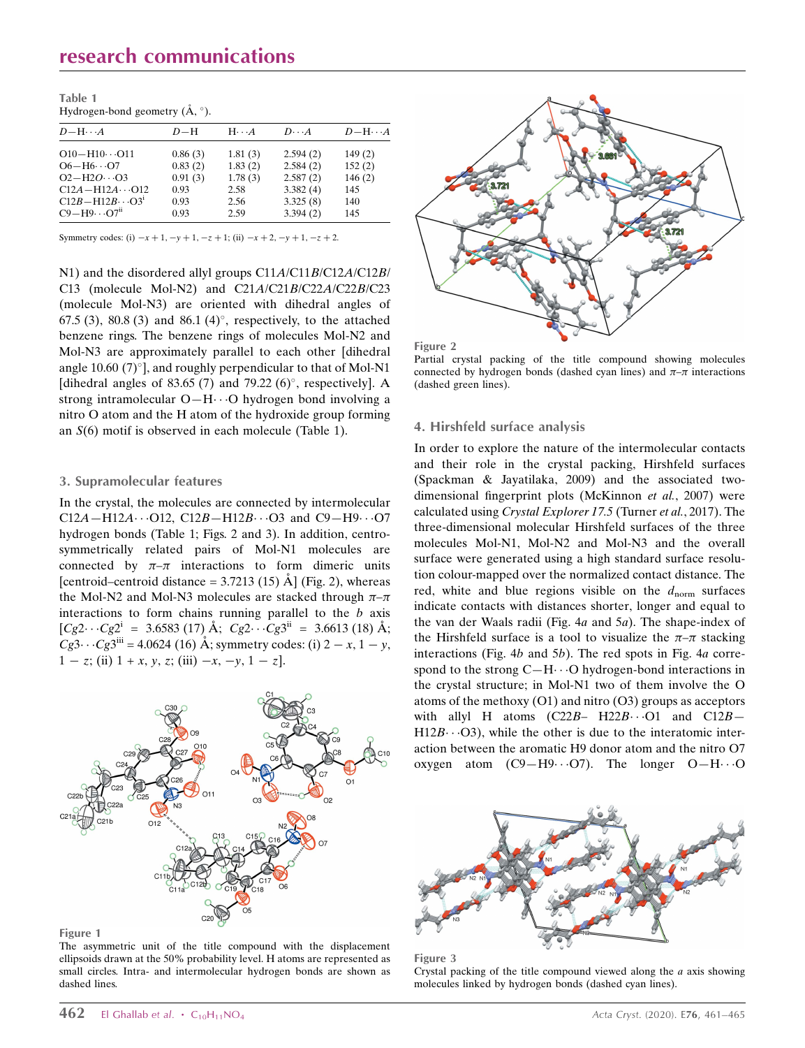Table 1
Hydrogen-bond geometry (Å, °).

| $D$—H$\cdots$$A$ | $D$—H | H$\cdots$$A$ | $D$$\cdots$$A$ | $D$—H$\cdots$$A$ |
|---|---|---|---|---|
| O10—H10$\cdots$O11 | 0.86 (3) | 1.81 (3) | 2.594 (2) | 149 (2) |
| O6—H6$\cdots$O7 | 0.83 (2) | 1.83 (2) | 2.584 (2) | 152 (2) |
| O2—H2O$\cdots$O3 | 0.91 (3) | 1.78 (3) | 2.587 (2) | 146 (2) |
| C12$A$—H12$A$$\cdots$O12 | 0.93 | 2.58 | 3.382 (4) | 145 |
| C12$B$—H12$B$$\cdots$O3$^{i}$ | 0.93 | 2.56 | 3.325 (8) | 140 |
| C9—H9$\cdots$O7$^{ii}$ | 0.93 | 2.59 | 3.394 (2) | 145 |

Symmetry codes: (i) $-x+1, -y+1, -z+1$; (ii) $-x+2, -y+1, -z+2$.

N1) and the disordered allyl groups C11$A$/C11$B$/C12$A$/C12$B$/C13 (molecule Mol-N2) and C21$A$/C21$B$/C22$A$/C22$B$/C23 (molecule Mol-N3) are oriented with dihedral angles of 67.5 (3), 80.8 (3) and 86.1 (4)°, respectively, to the attached benzene rings. The benzene rings of molecules Mol-N2 and Mol-N3 are approximately parallel to each other [dihedral angle 10.60 (7)°], and roughly perpendicular to that of Mol-N1 [dihedral angles of 83.65 (7) and 79.22 (6)°, respectively]. A strong intramolecular O—H$\cdots$O hydrogen bond involving a nitro O atom and the H atom of the hydroxide group forming an $S$(6) motif is observed in each molecule (Table 1).

## 3. Supramolecular features

In the crystal, the molecules are connected by intermolecular C12$A$—H12$A$$\cdots$O12, C12$B$—H12$B$$\cdots$O3 and C9—H9$\cdots$O7 hydrogen bonds (Table 1; Figs. 2 and 3). In addition, centrosymmetrically related pairs of Mol-N1 molecules are connected by $\pi$–$\pi$ interactions to form dimeric units [centroid–centroid distance = 3.7213 (15) Å] (Fig. 2), whereas the Mol-N2 and Mol-N3 molecules are stacked through $\pi$–$\pi$ interactions to form chains running parallel to the $b$ axis [$Cg2\cdots Cg2^{i}$ = 3.6583 (17) Å; $Cg2\cdots Cg3^{ii}$ = 3.6613 (18) Å; $Cg3\cdots Cg3^{iii}$ = 4.0624 (16) Å; symmetry codes: (i) $2-x, 1-y, 1-z$; (ii) $1+x, y, z$; (iii) $-x, -y, 1-z$].

Figure 1
The asymmetric unit of the title compound with the displacement ellipsoids drawn at the 50% probability level. H atoms are represented as small circles. Intra- and intermolecular hydrogen bonds are shown as dashed lines.

Figure 2
Partial crystal packing of the title compound showing molecules connected by hydrogen bonds (dashed cyan lines) and $\pi$–$\pi$ interactions (dashed green lines).

## 4. Hirshfeld surface analysis

In order to explore the nature of the intermolecular contacts and their role in the crystal packing, Hirshfeld surfaces (Spackman & Jayatilaka, 2009) and the associated two-dimensional fingerprint plots (McKinnon *et al.*, 2007) were calculated using *Crystal Explorer 17.5* (Turner *et al.*, 2017). The three-dimensional molecular Hirshfeld surfaces of the three molecules Mol-N1, Mol-N2 and Mol-N3 and the overall surface were generated using a high standard surface resolution colour-mapped over the normalized contact distance. The red, white and blue regions visible on the $d_{norm}$ surfaces indicate contacts with distances shorter, longer and equal to the van der Waals radii (Fig. 4$a$ and 5$a$). The shape-index of the Hirshfeld surface is a tool to visualize the $\pi$–$\pi$ stacking interactions (Fig. 4$b$ and 5$b$). The red spots in Fig. 4$a$ correspond to the strong C—H$\cdots$O hydrogen-bond interactions in the crystal structure; in Mol-N1 two of them involve the O atoms of the methoxy (O1) and nitro (O3) groups as acceptors with allyl H atoms (C22$B$– H22$B$$\cdots$O1 and C12$B$—H12$B$$\cdots$O3), while the other is due to the interatomic interaction between the aromatic H9 donor atom and the nitro O7 oxygen atom (C9—H9$\cdots$O7). The longer O—H$\cdots$O

Figure 3
Crystal packing of the title compound viewed along the $a$ axis showing molecules linked by hydrogen bonds (dashed cyan lines).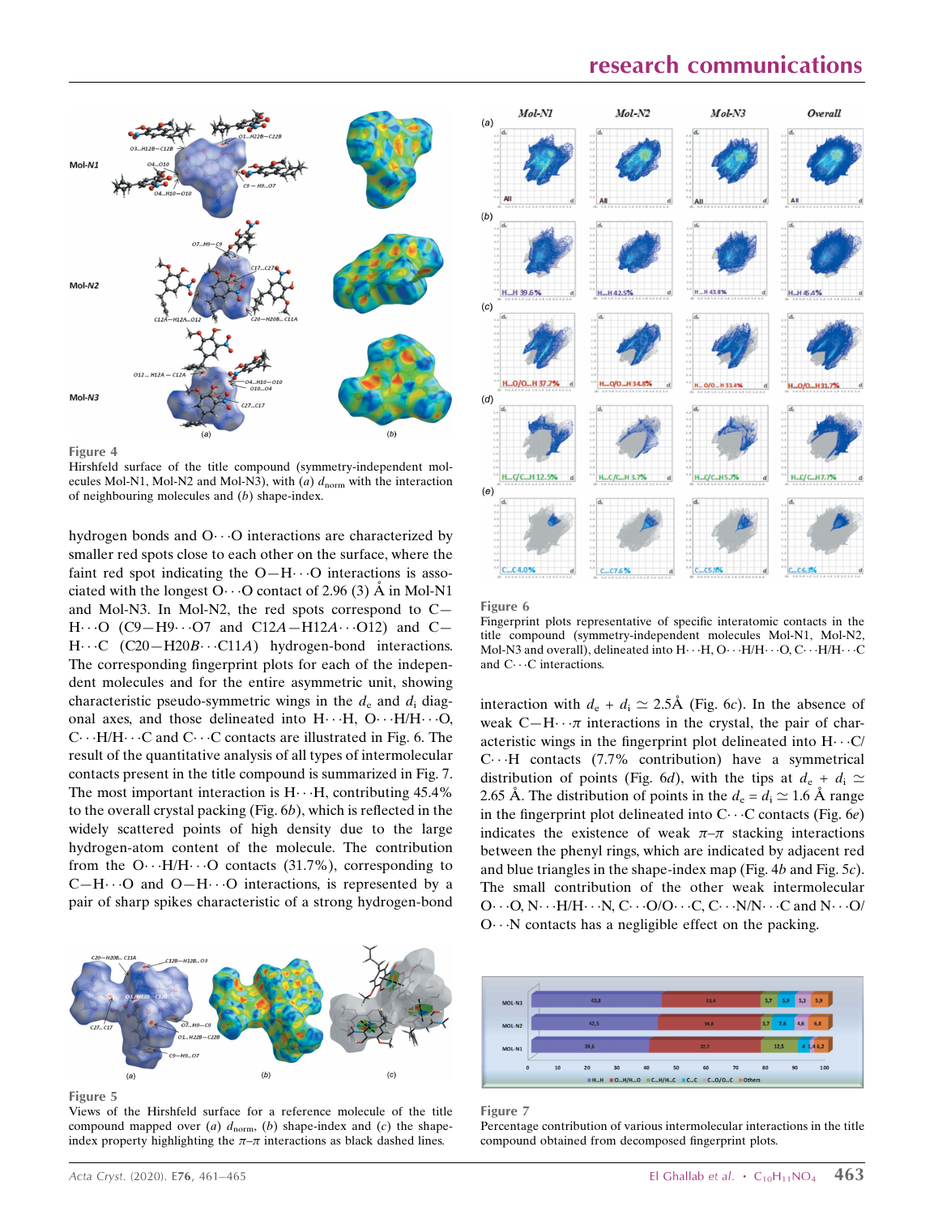Figure 4

Hirshfeld surface of the title compound (symmetry-independent molecules Mol-N1, Mol-N2 and Mol-N3), with (*a*) $d_{norm}$ with the interaction of neighbouring molecules and (*b*) shape-index.

hydrogen bonds and O···O interactions are characterized by smaller red spots close to each other on the surface, where the faint red spot indicating the O—H···O interactions is associated with the longest O···O contact of 2.96 (3) Å in Mol-N1 and Mol-N3. In Mol-N2, the red spots correspond to C—H···O (C9—H9···O7 and C12*A*—H12*A*···O12) and C—H···C (C20—H20*B*···C11*A*) hydrogen-bond interactions. The corresponding fingerprint plots for each of the independent molecules and for the entire asymmetric unit, showing characteristic pseudo-symmetric wings in the $d_e$ and $d_i$ diagonal axes, and those delineated into H···H, O···H/H···O, C···H/H···C and C···C contacts are illustrated in Fig. 6. The result of the quantitative analysis of all types of intermolecular contacts present in the title compound is summarized in Fig. 7. The most important interaction is H···H, contributing 45.4% to the overall crystal packing (Fig. 6*b*), which is reflected in the widely scattered points of high density due to the large hydrogen-atom content of the molecule. The contribution from the O···H/H···O contacts (31.7%), corresponding to C—H···O and O—H···O interactions, is represented by a pair of sharp spikes characteristic of a strong hydrogen-bond interaction with $d_e + d_i \simeq 2.5$Å (Fig. 6*c*). In the absence of weak C—H···π interactions in the crystal, the pair of characteristic wings in the fingerprint plot delineated into H···C/C···H contacts (7.7% contribution) have a symmetrical distribution of points (Fig. 6*d*), with the tips at $d_e + d_i \simeq 2.65$ Å. The distribution of points in the $d_e = d_i \simeq 1.6$ Å range in the fingerprint plot delineated into C···C contacts (Fig. 6*e*) indicates the existence of weak π–π stacking interactions between the phenyl rings, which are indicated by adjacent red and blue triangles in the shape-index map (Fig. 4*b* and Fig. 5*c*). The small contribution of the other weak intermolecular O···O, N···H/H···N, C···O/O···C, C···N/N···C and N···O/O···N contacts has a negligible effect on the packing.

Figure 5

Views of the Hirshfeld surface for a reference molecule of the title compound mapped over (*a*) $d_{norm}$, (*b*) shape-index and (*c*) the shape-index property highlighting the π–π interactions as black dashed lines.

Figure 6

Fingerprint plots representative of specific interatomic contacts in the title compound (symmetry-independent molecules Mol-N1, Mol-N2, Mol-N3 and overall), delineated into H···H, O···H/H···O, C···H/H···C and C···C interactions.

Figure 7

Percentage contribution of various intermolecular interactions in the title compound obtained from decomposed fingerprint plots.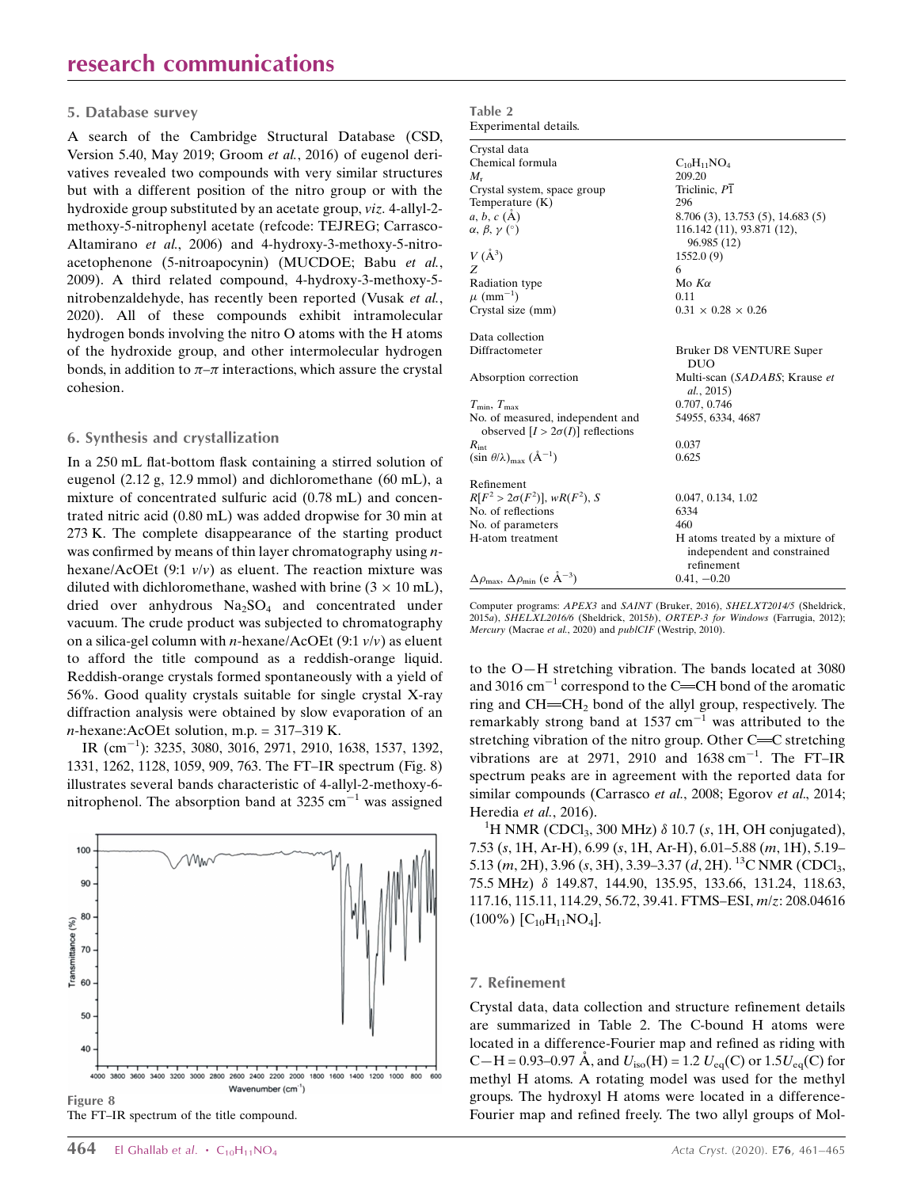## 5. Database survey

A search of the Cambridge Structural Database (CSD, Version 5.40, May 2019; Groom *et al.*, 2016) of eugenol derivatives revealed two compounds with very similar structures but with a different position of the nitro group or with the hydroxide group substituted by an acetate group, *viz*. 4-allyl-2-methoxy-5-nitrophenyl acetate (refcode: TEJREG; Carrasco-Altamirano *et al.*, 2006) and 4-hydroxy-3-methoxy-5-nitro-acetophenone (5-nitroapocynin) (MUCDOE; Babu *et al.*, 2009). A third related compound, 4-hydroxy-3-methoxy-5-nitrobenzaldehyde, has recently been reported (Vusak *et al.*, 2020). All of these compounds exhibit intramolecular hydrogen bonds involving the nitro O atoms with the H atoms of the hydroxide group, and other intermolecular hydrogen bonds, in addition to π–π interactions, which assure the crystal cohesion.

## 6. Synthesis and crystallization

In a 250 mL flat-bottom flask containing a stirred solution of eugenol (2.12 g, 12.9 mmol) and dichloromethane (60 mL), a mixture of concentrated sulfuric acid (0.78 mL) and concentrated nitric acid (0.80 mL) was added dropwise for 30 min at 273 K. The complete disappearance of the starting product was confirmed by means of thin layer chromatography using *n*-hexane/AcOEt (9:1 *v*/*v*) as eluent. The reaction mixture was diluted with dichloromethane, washed with brine (3 × 10 mL), dried over anhydrous $Na_2SO_4$ and concentrated under vacuum. The crude product was subjected to chromatography on a silica-gel column with *n*-hexane/AcOEt (9:1 *v*/*v*) as eluent to afford the title compound as a reddish-orange liquid. Reddish-orange crystals formed spontaneously with a yield of 56%. Good quality crystals suitable for single crystal X-ray diffraction analysis were obtained by slow evaporation of an *n*-hexane:AcOEt solution, m.p. = 317–319 K.

IR (cm$^{-1}$): 3235, 3080, 3016, 2971, 2910, 1638, 1537, 1392, 1331, 1262, 1128, 1059, 909, 763. The FT–IR spectrum (Fig. 8) illustrates several bands characteristic of 4-allyl-2-methoxy-6-nitrophenol. The absorption band at 3235 cm$^{-1}$ was assigned to the O—H stretching vibration. The bands located at 3080 and 3016 cm$^{-1}$ correspond to the C=CH bond of the aromatic ring and CH=CH$_2$ bond of the allyl group, respectively. The remarkably strong band at 1537 cm$^{-1}$ was attributed to the stretching vibration of the nitro group. Other C=C stretching vibrations are at 2971, 2910 and 1638 cm$^{-1}$. The FT–IR spectrum peaks are in agreement with the reported data for similar compounds (Carrasco *et al.*, 2008; Egorov *et al.*, 2014; Heredia *et al.*, 2016).

$^{1}$H NMR (CDCl$_3$, 300 MHz) δ 10.7 (*s*, 1H, OH conjugated), 7.53 (*s*, 1H, Ar-H), 6.99 (*s*, 1H, Ar-H), 6.01–5.88 (*m*, 1H), 5.19–5.13 (*m*, 2H), 3.96 (*s*, 3H), 3.39–3.37 (*d*, 2H). $^{13}$C NMR (CDCl$_3$, 75.5 MHz) δ 149.87, 144.90, 135.95, 133.66, 131.24, 118.63, 117.16, 115.11, 114.29, 56.72, 39.41. FTMS–ESI, *m*/*z*: 208.04616 (100%) [$C_{10}H_{11}NO_4$].

Figure 8
The FT–IR spectrum of the title compound.

Table 2
Experimental details.

| | |
|---|---|
| **Crystal data** | |
| Chemical formula | $C_{10}H_{11}NO_4$ |
| $M_r$ | 209.20 |
| Crystal system, space group | Triclinic, $P\overline{1}$ |
| Temperature (K) | 296 |
| *a*, *b*, *c* (Å) | 8.706 (3), 13.753 (5), 14.683 (5) |
| α, β, γ (°) | 116.142 (11), 93.871 (12), 96.985 (12) |
| *V* (Å$^3$) | 1552.0 (9) |
| *Z* | 6 |
| Radiation type | Mo *K*α |
| μ (mm$^{-1}$) | 0.11 |
| Crystal size (mm) | 0.31 × 0.28 × 0.26 |
| **Data collection** | |
| Diffractometer | Bruker D8 VENTURE Super DUO |
| Absorption correction | Multi-scan (*SADABS*; Krause *et al.*, 2015) |
| $T_{min}$, $T_{max}$ | 0.707, 0.746 |
| No. of measured, independent and observed [$I > 2\sigma(I)$] reflections | 54955, 6334, 4687 |
| $R_{int}$ | 0.037 |
| $(\sin \theta/\lambda)_{max}$ (Å$^{-1}$) | 0.625 |
| **Refinement** | |
| $R[F^2 > 2\sigma(F^2)]$, $wR(F^2)$, *S* | 0.047, 0.134, 1.02 |
| No. of reflections | 6334 |
| No. of parameters | 460 |
| H-atom treatment | H atoms treated by a mixture of independent and constrained refinement |
| $\Delta\rho_{max}$, $\Delta\rho_{min}$ (e Å$^{-3}$) | 0.41, −0.20 |

Computer programs: *APEX3* and *SAINT* (Bruker, 2016), *SHELXT2014/5* (Sheldrick, 2015*a*), *SHELXL2016/6* (Sheldrick, 2015*b*), *ORTEP-3 for Windows* (Farrugia, 2012); *Mercury* (Macrae *et al.*, 2020) and *publCIF* (Westrip, 2010).

## 7. Refinement

Crystal data, data collection and structure refinement details are summarized in Table 2. The C-bound H atoms were located in a difference-Fourier map and refined as riding with C—H = 0.93–0.97 Å, and $U_{iso}(H) = 1.2\,U_{eq}(C)$ or $1.5U_{eq}(C)$ for methyl H atoms. A rotating model was used for the methyl groups. The hydroxyl H atoms were located in a difference-Fourier map and refined freely. The two allyl groups of Mol-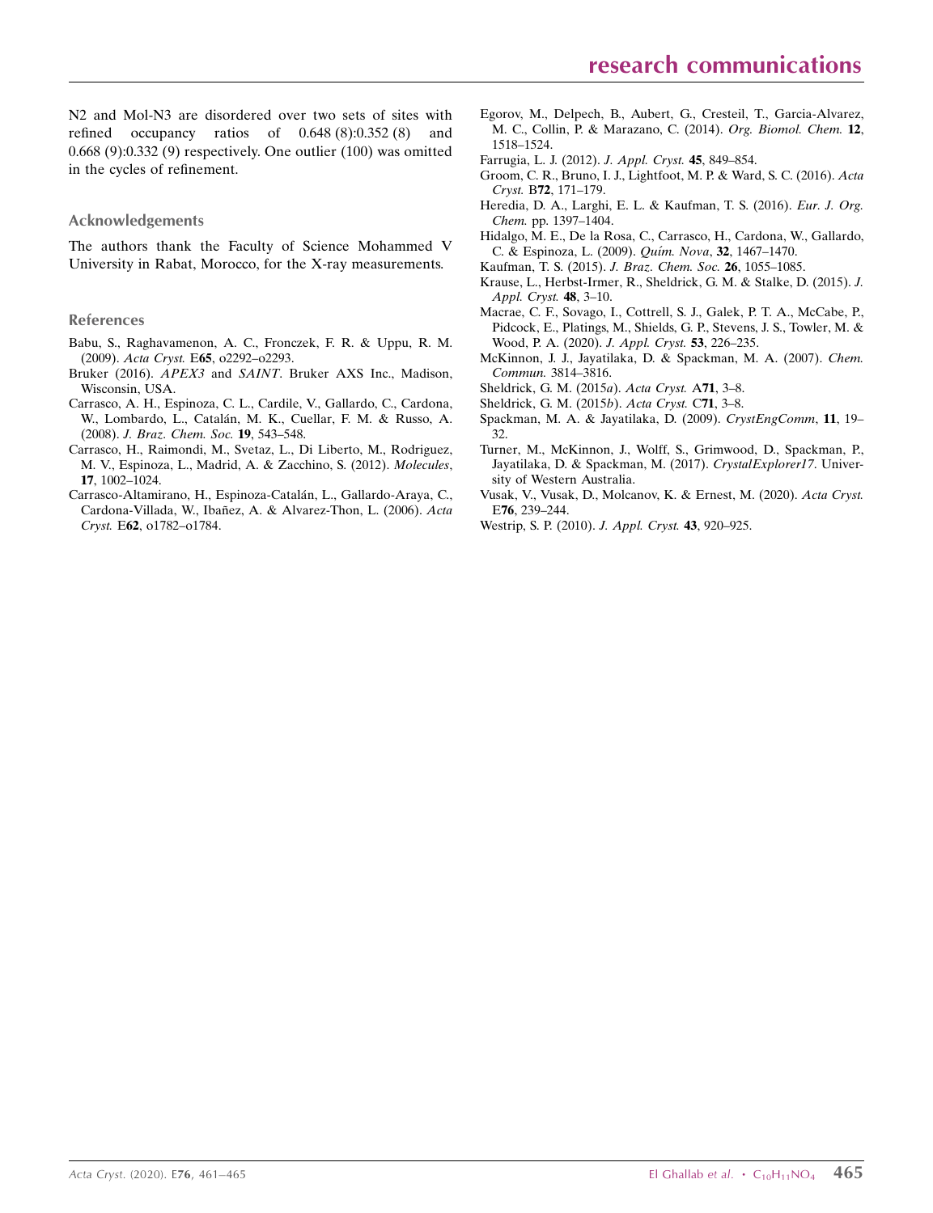N2 and Mol-N3 are disordered over two sets of sites with refined occupancy ratios of 0.648 (8):0.352 (8) and 0.668 (9):0.332 (9) respectively. One outlier (100) was omitted in the cycles of refinement.

### Acknowledgements

The authors thank the Faculty of Science Mohammed V University in Rabat, Morocco, for the X-ray measurements.

### References

Babu, S., Raghavamenon, A. C., Fronczek, F. R. & Uppu, R. M. (2009). *Acta Cryst.* E**65**, o2292–o2293.

Bruker (2016). *APEX3* and *SAINT*. Bruker AXS Inc., Madison, Wisconsin, USA.

Carrasco, A. H., Espinoza, C. L., Cardile, V., Gallardo, C., Cardona, W., Lombardo, L., Catalán, M. K., Cuellar, F. M. & Russo, A. (2008). *J. Braz. Chem. Soc.* **19**, 543–548.

Carrasco, H., Raimondi, M., Svetaz, L., Di Liberto, M., Rodriguez, M. V., Espinoza, L., Madrid, A. & Zacchino, S. (2012). *Molecules*, **17**, 1002–1024.

Carrasco-Altamirano, H., Espinoza-Catalán, L., Gallardo-Araya, C., Cardona-Villada, W., Ibañez, A. & Alvarez-Thon, L. (2006). *Acta Cryst.* E**62**, o1782–o1784.

Egorov, M., Delpech, B., Aubert, G., Cresteil, T., Garcia-Alvarez, M. C., Collin, P. & Marazano, C. (2014). *Org. Biomol. Chem.* **12**, 1518–1524.

Farrugia, L. J. (2012). *J. Appl. Cryst.* **45**, 849–854.

Groom, C. R., Bruno, I. J., Lightfoot, M. P. & Ward, S. C. (2016). *Acta Cryst.* B**72**, 171–179.

Heredia, D. A., Larghi, E. L. & Kaufman, T. S. (2016). *Eur. J. Org. Chem.* pp. 1397–1404.

Hidalgo, M. E., De la Rosa, C., Carrasco, H., Cardona, W., Gallardo, C. & Espinoza, L. (2009). *Quím. Nova*, **32**, 1467–1470.

Kaufman, T. S. (2015). *J. Braz. Chem. Soc.* **26**, 1055–1085.

Krause, L., Herbst-Irmer, R., Sheldrick, G. M. & Stalke, D. (2015). *J. Appl. Cryst.* **48**, 3–10.

Macrae, C. F., Sovago, I., Cottrell, S. J., Galek, P. T. A., McCabe, P., Pidcock, E., Platings, M., Shields, G. P., Stevens, J. S., Towler, M. & Wood, P. A. (2020). *J. Appl. Cryst.* **53**, 226–235.

McKinnon, J. J., Jayatilaka, D. & Spackman, M. A. (2007). *Chem. Commun.* 3814–3816.

Sheldrick, G. M. (2015*a*). *Acta Cryst.* A**71**, 3–8.

Sheldrick, G. M. (2015*b*). *Acta Cryst.* C**71**, 3–8.

Spackman, M. A. & Jayatilaka, D. (2009). *CrystEngComm*, **11**, 19–32.

Turner, M., McKinnon, J., Wolff, S., Grimwood, D., Spackman, P., Jayatilaka, D. & Spackman, M. (2017). *CrystalExplorer17*. University of Western Australia.

Vusak, V., Vusak, D., Molcanov, K. & Ernest, M. (2020). *Acta Cryst.* E**76**, 239–244.

Westrip, S. P. (2010). *J. Appl. Cryst.* **43**, 920–925.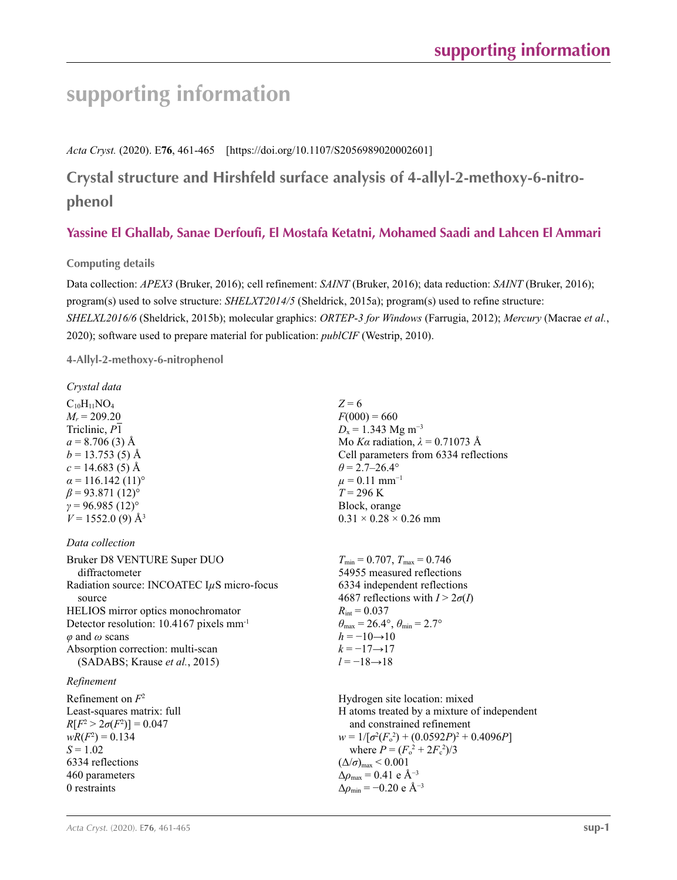# supporting information

*Acta Cryst.* (2020). E**76**, 461-465 [https://doi.org/10.1107/S2056989020002601]

## Crystal structure and Hirshfeld surface analysis of 4-allyl-2-methoxy-6-nitrophenol

**Yassine El Ghallab, Sanae Derfoufi, El Mostafa Ketatni, Mohamed Saadi and Lahcen El Ammari**

### Computing details

Data collection: *APEX3* (Bruker, 2016); cell refinement: *SAINT* (Bruker, 2016); data reduction: *SAINT* (Bruker, 2016); program(s) used to solve structure: *SHELXT2014/5* (Sheldrick, 2015a); program(s) used to refine structure: *SHELXL2016/6* (Sheldrick, 2015b); molecular graphics: *ORTEP-3 for Windows* (Farrugia, 2012); *Mercury* (Macrae *et al.*, 2020); software used to prepare material for publication: *publCIF* (Westrip, 2010).

### 4-Allyl-2-methoxy-6-nitrophenol

*Crystal data*

$C_{10}H_{11}NO_4$
$M_r$ = 209.20
Triclinic, $P\overline{1}$
$a$ = 8.706 (3) Å
$b$ = 13.753 (5) Å
$c$ = 14.683 (5) Å
$\alpha$ = 116.142 (11)°
$\beta$ = 93.871 (12)°
$\gamma$ = 96.985 (12)°
$V$ = 1552.0 (9) Å$^3$
$Z$ = 6
$F(000)$ = 660
$D_x$ = 1.343 Mg m$^{-3}$
Mo $K\alpha$ radiation, $\lambda$ = 0.71073 Å
Cell parameters from 6334 reflections
$\theta$ = 2.7–26.4°
$\mu$ = 0.11 mm$^{-1}$
$T$ = 296 K
Block, orange
0.31 × 0.28 × 0.26 mm

*Data collection*

Bruker D8 VENTURE Super DUO diffractometer
Radiation source: INCOATEC IμS micro-focus source
HELIOS mirror optics monochromator
Detector resolution: 10.4167 pixels mm$^{-1}$
$\varphi$ and $\omega$ scans
Absorption correction: multi-scan (SADABS; Krause *et al.*, 2015)
$T_{min}$ = 0.707, $T_{max}$ = 0.746
54955 measured reflections
6334 independent reflections
4687 reflections with $I > 2\sigma(I)$
$R_{int}$ = 0.037
$\theta_{max}$ = 26.4°, $\theta_{min}$ = 2.7°
$h$ = −10→10
$k$ = −17→17
$l$ = −18→18

*Refinement*

Refinement on $F^2$
Least-squares matrix: full
$R[F^2 > 2\sigma(F^2)]$ = 0.047
$wR(F^2)$ = 0.134
$S$ = 1.02
6334 reflections
460 parameters
0 restraints
Hydrogen site location: mixed
H atoms treated by a mixture of independent and constrained refinement
$w = 1/[\sigma^2(F_o^2) + (0.0592P)^2 + 0.4096P]$ where $P = (F_o^2 + 2F_c^2)/3$
$(\Delta/\sigma)_{max}$ < 0.001
$\Delta\rho_{max}$ = 0.41 e Å$^{-3}$
$\Delta\rho_{min}$ = −0.20 e Å$^{-3}$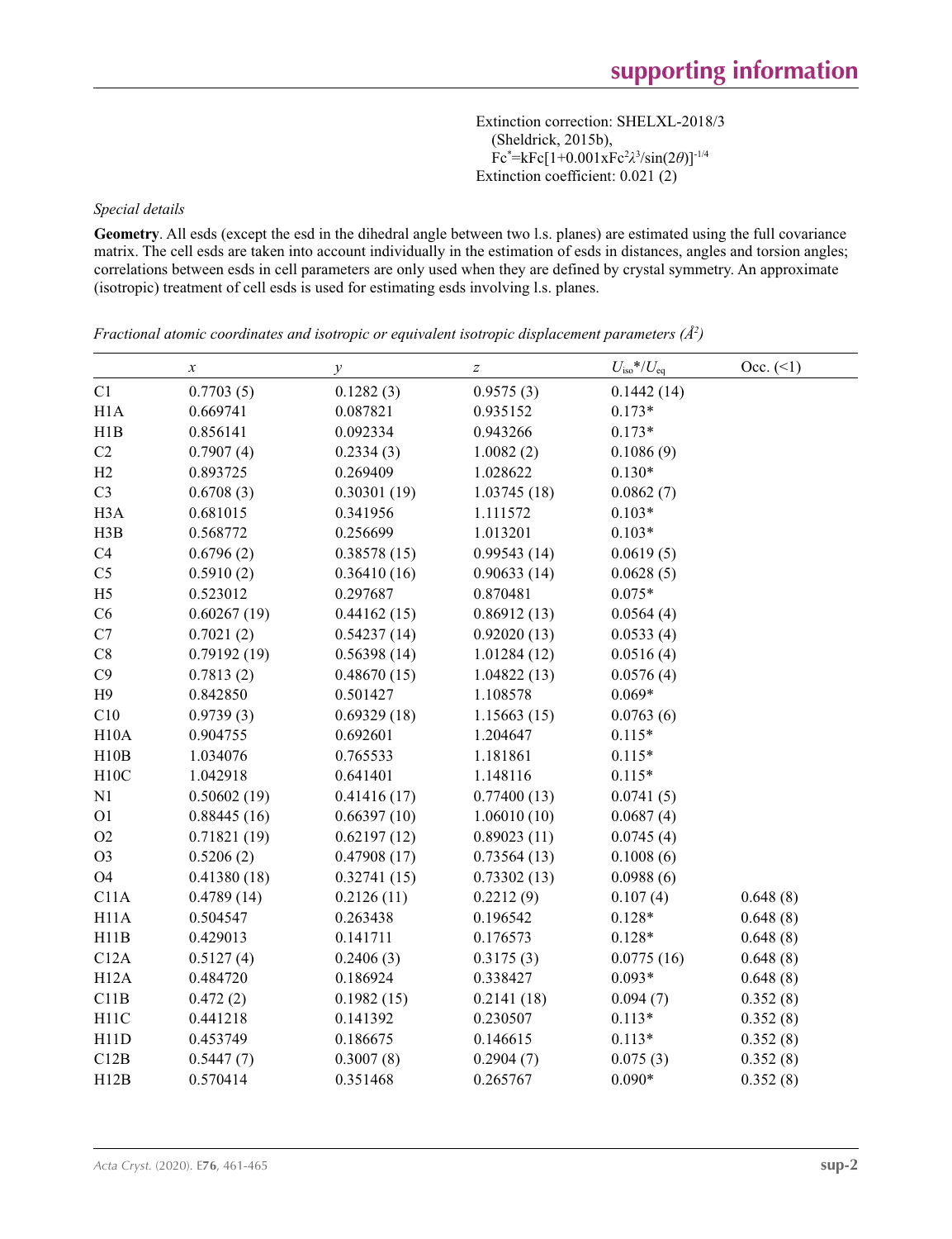Extinction correction: SHELXL-2018/3 (Sheldrick, 2015b), $Fc^*=kFc[1+0.001xFc^2\lambda^3/\sin(2\theta)]^{-1/4}$
Extinction coefficient: 0.021 (2)

*Special details*

**Geometry**. All esds (except the esd in the dihedral angle between two l.s. planes) are estimated using the full covariance matrix. The cell esds are taken into account individually in the estimation of esds in distances, angles and torsion angles; correlations between esds in cell parameters are only used when they are defined by crystal symmetry. An approximate (isotropic) treatment of cell esds is used for estimating esds involving l.s. planes.

*Fractional atomic coordinates and isotropic or equivalent isotropic displacement parameters (Å²)*

| | $x$ | $y$ | $z$ | $U_{iso}$*/$U_{eq}$ | Occ. (<1) |
|---|---|---|---|---|---|
| C1 | 0.7703 (5) | 0.1282 (3) | 0.9575 (3) | 0.1442 (14) | |
| H1A | 0.669741 | 0.087821 | 0.935152 | 0.173* | |
| H1B | 0.856141 | 0.092334 | 0.943266 | 0.173* | |
| C2 | 0.7907 (4) | 0.2334 (3) | 1.0082 (2) | 0.1086 (9) | |
| H2 | 0.893725 | 0.269409 | 1.028622 | 0.130* | |
| C3 | 0.6708 (3) | 0.30301 (19) | 1.03745 (18) | 0.0862 (7) | |
| H3A | 0.681015 | 0.341956 | 1.111572 | 0.103* | |
| H3B | 0.568772 | 0.256699 | 1.013201 | 0.103* | |
| C4 | 0.6796 (2) | 0.38578 (15) | 0.99543 (14) | 0.0619 (5) | |
| C5 | 0.5910 (2) | 0.36410 (16) | 0.90633 (14) | 0.0628 (5) | |
| H5 | 0.523012 | 0.297687 | 0.870481 | 0.075* | |
| C6 | 0.60267 (19) | 0.44162 (15) | 0.86912 (13) | 0.0564 (4) | |
| C7 | 0.7021 (2) | 0.54237 (14) | 0.92020 (13) | 0.0533 (4) | |
| C8 | 0.79192 (19) | 0.56398 (14) | 1.01284 (12) | 0.0516 (4) | |
| C9 | 0.7813 (2) | 0.48670 (15) | 1.04822 (13) | 0.0576 (4) | |
| H9 | 0.842850 | 0.501427 | 1.108578 | 0.069* | |
| C10 | 0.9739 (3) | 0.69329 (18) | 1.15663 (15) | 0.0763 (6) | |
| H10A | 0.904755 | 0.692601 | 1.204647 | 0.115* | |
| H10B | 1.034076 | 0.765533 | 1.181861 | 0.115* | |
| H10C | 1.042918 | 0.641401 | 1.148116 | 0.115* | |
| N1 | 0.50602 (19) | 0.41416 (17) | 0.77400 (13) | 0.0741 (5) | |
| O1 | 0.88445 (16) | 0.66397 (10) | 1.06010 (10) | 0.0687 (4) | |
| O2 | 0.71821 (19) | 0.62197 (12) | 0.89023 (11) | 0.0745 (4) | |
| O3 | 0.5206 (2) | 0.47908 (17) | 0.73564 (13) | 0.1008 (6) | |
| O4 | 0.41380 (18) | 0.32741 (15) | 0.73302 (13) | 0.0988 (6) | |
| C11A | 0.4789 (14) | 0.2126 (11) | 0.2212 (9) | 0.107 (4) | 0.648 (8) |
| H11A | 0.504547 | 0.263438 | 0.196542 | 0.128* | 0.648 (8) |
| H11B | 0.429013 | 0.141711 | 0.176573 | 0.128* | 0.648 (8) |
| C12A | 0.5127 (4) | 0.2406 (3) | 0.3175 (3) | 0.0775 (16) | 0.648 (8) |
| H12A | 0.484720 | 0.186924 | 0.338427 | 0.093* | 0.648 (8) |
| C11B | 0.472 (2) | 0.1982 (15) | 0.2141 (18) | 0.094 (7) | 0.352 (8) |
| H11C | 0.441218 | 0.141392 | 0.230507 | 0.113* | 0.352 (8) |
| H11D | 0.453749 | 0.186675 | 0.146615 | 0.113* | 0.352 (8) |
| C12B | 0.5447 (7) | 0.3007 (8) | 0.2904 (7) | 0.075 (3) | 0.352 (8) |
| H12B | 0.570414 | 0.351468 | 0.265767 | 0.090* | 0.352 (8) |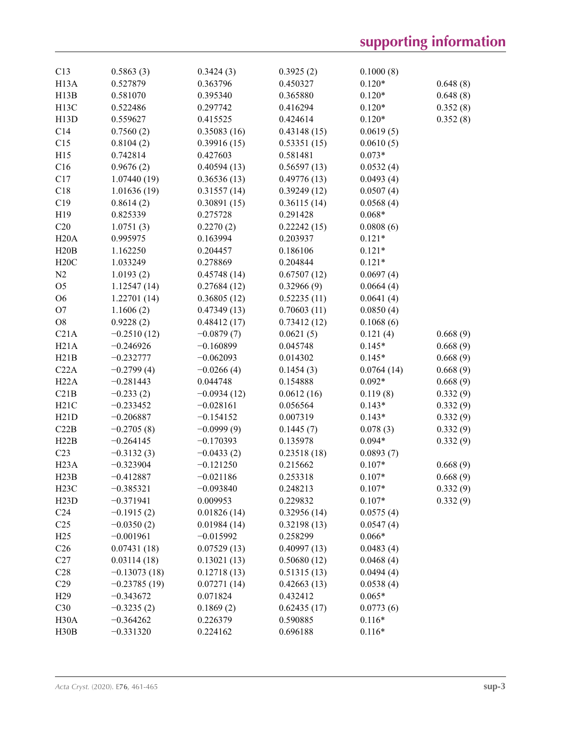| | | | | | |
|---|---|---|---|---|---|
| C13 | 0.5863 (3) | 0.3424 (3) | 0.3925 (2) | 0.1000 (8) | |
| H13A | 0.527879 | 0.363796 | 0.450327 | 0.120* | 0.648 (8) |
| H13B | 0.581070 | 0.395340 | 0.365880 | 0.120* | 0.648 (8) |
| H13C | 0.522486 | 0.297742 | 0.416294 | 0.120* | 0.352 (8) |
| H13D | 0.559627 | 0.415525 | 0.424614 | 0.120* | 0.352 (8) |
| C14 | 0.7560 (2) | 0.35083 (16) | 0.43148 (15) | 0.0619 (5) | |
| C15 | 0.8104 (2) | 0.39916 (15) | 0.53351 (15) | 0.0610 (5) | |
| H15 | 0.742814 | 0.427603 | 0.581481 | 0.073* | |
| C16 | 0.9676 (2) | 0.40594 (13) | 0.56597 (13) | 0.0532 (4) | |
| C17 | 1.07440 (19) | 0.36536 (13) | 0.49776 (13) | 0.0493 (4) | |
| C18 | 1.01636 (19) | 0.31557 (14) | 0.39249 (12) | 0.0507 (4) | |
| C19 | 0.8614 (2) | 0.30891 (15) | 0.36115 (14) | 0.0568 (4) | |
| H19 | 0.825339 | 0.275728 | 0.291428 | 0.068* | |
| C20 | 1.0751 (3) | 0.2270 (2) | 0.22242 (15) | 0.0808 (6) | |
| H20A | 0.995975 | 0.163994 | 0.203937 | 0.121* | |
| H20B | 1.162250 | 0.204457 | 0.186106 | 0.121* | |
| H20C | 1.033249 | 0.278869 | 0.204844 | 0.121* | |
| N2 | 1.0193 (2) | 0.45748 (14) | 0.67507 (12) | 0.0697 (4) | |
| O5 | 1.12547 (14) | 0.27684 (12) | 0.32966 (9) | 0.0664 (4) | |
| O6 | 1.22701 (14) | 0.36805 (12) | 0.52235 (11) | 0.0641 (4) | |
| O7 | 1.1606 (2) | 0.47349 (13) | 0.70603 (11) | 0.0850 (4) | |
| O8 | 0.9228 (2) | 0.48412 (17) | 0.73412 (12) | 0.1068 (6) | |
| C21A | −0.2510 (12) | −0.0879 (7) | 0.0621 (5) | 0.121 (4) | 0.668 (9) |
| H21A | −0.246926 | −0.160899 | 0.045748 | 0.145* | 0.668 (9) |
| H21B | −0.232777 | −0.062093 | 0.014302 | 0.145* | 0.668 (9) |
| C22A | −0.2799 (4) | −0.0266 (4) | 0.1454 (3) | 0.0764 (14) | 0.668 (9) |
| H22A | −0.281443 | 0.044748 | 0.154888 | 0.092* | 0.668 (9) |
| C21B | −0.233 (2) | −0.0934 (12) | 0.0612 (16) | 0.119 (8) | 0.332 (9) |
| H21C | −0.233452 | −0.028161 | 0.056564 | 0.143* | 0.332 (9) |
| H21D | −0.206887 | −0.154152 | 0.007319 | 0.143* | 0.332 (9) |
| C22B | −0.2705 (8) | −0.0999 (9) | 0.1445 (7) | 0.078 (3) | 0.332 (9) |
| H22B | −0.264145 | −0.170393 | 0.135978 | 0.094* | 0.332 (9) |
| C23 | −0.3132 (3) | −0.0433 (2) | 0.23518 (18) | 0.0893 (7) | |
| H23A | −0.323904 | −0.121250 | 0.215662 | 0.107* | 0.668 (9) |
| H23B | −0.412887 | −0.021186 | 0.253318 | 0.107* | 0.668 (9) |
| H23C | −0.385321 | −0.093840 | 0.248213 | 0.107* | 0.332 (9) |
| H23D | −0.371941 | 0.009953 | 0.229832 | 0.107* | 0.332 (9) |
| C24 | −0.1915 (2) | 0.01826 (14) | 0.32956 (14) | 0.0575 (4) | |
| C25 | −0.0350 (2) | 0.01984 (14) | 0.32198 (13) | 0.0547 (4) | |
| H25 | −0.001961 | −0.015992 | 0.258299 | 0.066* | |
| C26 | 0.07431 (18) | 0.07529 (13) | 0.40997 (13) | 0.0483 (4) | |
| C27 | 0.03114 (18) | 0.13021 (13) | 0.50680 (12) | 0.0468 (4) | |
| C28 | −0.13073 (18) | 0.12718 (13) | 0.51315 (13) | 0.0494 (4) | |
| C29 | −0.23785 (19) | 0.07271 (14) | 0.42663 (13) | 0.0538 (4) | |
| H29 | −0.343672 | 0.071824 | 0.432412 | 0.065* | |
| C30 | −0.3235 (2) | 0.1869 (2) | 0.62435 (17) | 0.0773 (6) | |
| H30A | −0.364262 | 0.226379 | 0.590885 | 0.116* | |
| H30B | −0.331320 | 0.224162 | 0.696188 | 0.116* | |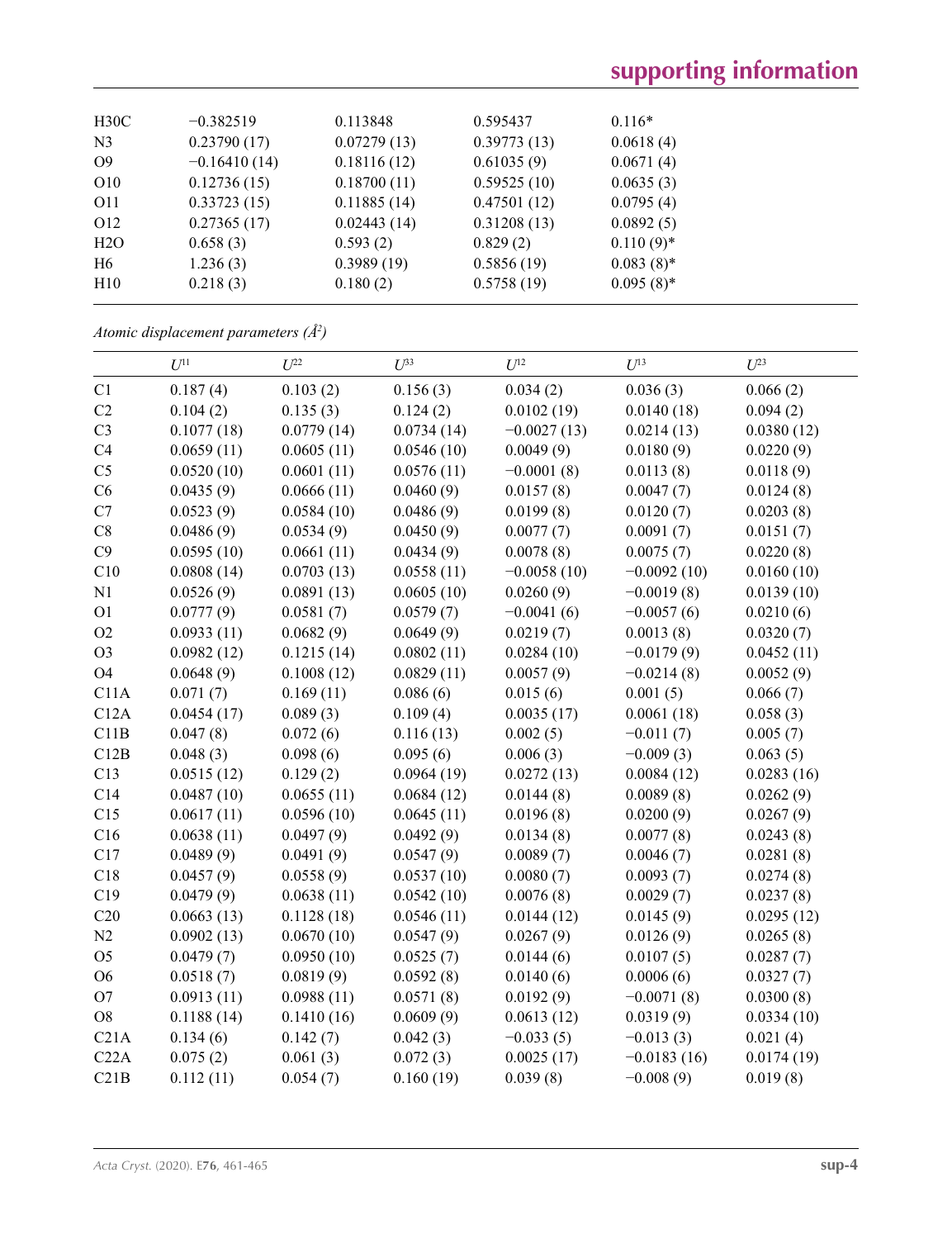| | | | | |
|---|---|---|---|---|
| H30C | −0.382519 | 0.113848 | 0.595437 | 0.116* |
| N3 | 0.23790 (17) | 0.07279 (13) | 0.39773 (13) | 0.0618 (4) |
| O9 | −0.16410 (14) | 0.18116 (12) | 0.61035 (9) | 0.0671 (4) |
| O10 | 0.12736 (15) | 0.18700 (11) | 0.59525 (10) | 0.0635 (3) |
| O11 | 0.33723 (15) | 0.11885 (14) | 0.47501 (12) | 0.0795 (4) |
| O12 | 0.27365 (17) | 0.02443 (14) | 0.31208 (13) | 0.0892 (5) |
| H2O | 0.658 (3) | 0.593 (2) | 0.829 (2) | 0.110 (9)* |
| H6 | 1.236 (3) | 0.3989 (19) | 0.5856 (19) | 0.083 (8)* |
| H10 | 0.218 (3) | 0.180 (2) | 0.5758 (19) | 0.095 (8)* |

*Atomic displacement parameters (Å²)*

| | $U^{11}$ | $U^{22}$ | $U^{33}$ | $U^{12}$ | $U^{13}$ | $U^{23}$ |
|---|---|---|---|---|---|---|
| C1 | 0.187 (4) | 0.103 (2) | 0.156 (3) | 0.034 (2) | 0.036 (3) | 0.066 (2) |
| C2 | 0.104 (2) | 0.135 (3) | 0.124 (2) | 0.0102 (19) | 0.0140 (18) | 0.094 (2) |
| C3 | 0.1077 (18) | 0.0779 (14) | 0.0734 (14) | −0.0027 (13) | 0.0214 (13) | 0.0380 (12) |
| C4 | 0.0659 (11) | 0.0605 (11) | 0.0546 (10) | 0.0049 (9) | 0.0180 (9) | 0.0220 (9) |
| C5 | 0.0520 (10) | 0.0601 (11) | 0.0576 (11) | −0.0001 (8) | 0.0113 (8) | 0.0118 (9) |
| C6 | 0.0435 (9) | 0.0666 (11) | 0.0460 (9) | 0.0157 (8) | 0.0047 (7) | 0.0124 (8) |
| C7 | 0.0523 (9) | 0.0584 (10) | 0.0486 (9) | 0.0199 (8) | 0.0120 (7) | 0.0203 (8) |
| C8 | 0.0486 (9) | 0.0534 (9) | 0.0450 (9) | 0.0077 (7) | 0.0091 (7) | 0.0151 (7) |
| C9 | 0.0595 (10) | 0.0661 (11) | 0.0434 (9) | 0.0078 (8) | 0.0075 (7) | 0.0220 (8) |
| C10 | 0.0808 (14) | 0.0703 (13) | 0.0558 (11) | −0.0058 (10) | −0.0092 (10) | 0.0160 (10) |
| N1 | 0.0526 (9) | 0.0891 (13) | 0.0605 (10) | 0.0260 (9) | −0.0019 (8) | 0.0139 (10) |
| O1 | 0.0777 (9) | 0.0581 (7) | 0.0579 (7) | −0.0041 (6) | −0.0057 (6) | 0.0210 (6) |
| O2 | 0.0933 (11) | 0.0682 (9) | 0.0649 (9) | 0.0219 (7) | 0.0013 (8) | 0.0320 (7) |
| O3 | 0.0982 (12) | 0.1215 (14) | 0.0802 (11) | 0.0284 (10) | −0.0179 (9) | 0.0452 (11) |
| O4 | 0.0648 (9) | 0.1008 (12) | 0.0829 (11) | 0.0057 (9) | −0.0214 (8) | 0.0052 (9) |
| C11A | 0.071 (7) | 0.169 (11) | 0.086 (6) | 0.015 (6) | 0.001 (5) | 0.066 (7) |
| C12A | 0.0454 (17) | 0.089 (3) | 0.109 (4) | 0.0035 (17) | 0.0061 (18) | 0.058 (3) |
| C11B | 0.047 (8) | 0.072 (6) | 0.116 (13) | 0.002 (5) | −0.011 (7) | 0.005 (7) |
| C12B | 0.048 (3) | 0.098 (6) | 0.095 (6) | 0.006 (3) | −0.009 (3) | 0.063 (5) |
| C13 | 0.0515 (12) | 0.129 (2) | 0.0964 (19) | 0.0272 (13) | 0.0084 (12) | 0.0283 (16) |
| C14 | 0.0487 (10) | 0.0655 (11) | 0.0684 (12) | 0.0144 (8) | 0.0089 (8) | 0.0262 (9) |
| C15 | 0.0617 (11) | 0.0596 (10) | 0.0645 (11) | 0.0196 (8) | 0.0200 (9) | 0.0267 (9) |
| C16 | 0.0638 (11) | 0.0497 (9) | 0.0492 (9) | 0.0134 (8) | 0.0077 (8) | 0.0243 (8) |
| C17 | 0.0489 (9) | 0.0491 (9) | 0.0547 (9) | 0.0089 (7) | 0.0046 (7) | 0.0281 (8) |
| C18 | 0.0457 (9) | 0.0558 (9) | 0.0537 (10) | 0.0080 (7) | 0.0093 (7) | 0.0274 (8) |
| C19 | 0.0479 (9) | 0.0638 (11) | 0.0542 (10) | 0.0076 (8) | 0.0029 (7) | 0.0237 (8) |
| C20 | 0.0663 (13) | 0.1128 (18) | 0.0546 (11) | 0.0144 (12) | 0.0145 (9) | 0.0295 (12) |
| N2 | 0.0902 (13) | 0.0670 (10) | 0.0547 (9) | 0.0267 (9) | 0.0126 (9) | 0.0265 (8) |
| O5 | 0.0479 (7) | 0.0950 (10) | 0.0525 (7) | 0.0144 (6) | 0.0107 (5) | 0.0287 (7) |
| O6 | 0.0518 (7) | 0.0819 (9) | 0.0592 (8) | 0.0140 (6) | 0.0006 (6) | 0.0327 (7) |
| O7 | 0.0913 (11) | 0.0988 (11) | 0.0571 (8) | 0.0192 (9) | −0.0071 (8) | 0.0300 (8) |
| O8 | 0.1188 (14) | 0.1410 (16) | 0.0609 (9) | 0.0613 (12) | 0.0319 (9) | 0.0334 (10) |
| C21A | 0.134 (6) | 0.142 (7) | 0.042 (3) | −0.033 (5) | −0.013 (3) | 0.021 (4) |
| C22A | 0.075 (2) | 0.061 (3) | 0.072 (3) | 0.0025 (17) | −0.0183 (16) | 0.0174 (19) |
| C21B | 0.112 (11) | 0.054 (7) | 0.160 (19) | 0.039 (8) | −0.008 (9) | 0.019 (8) |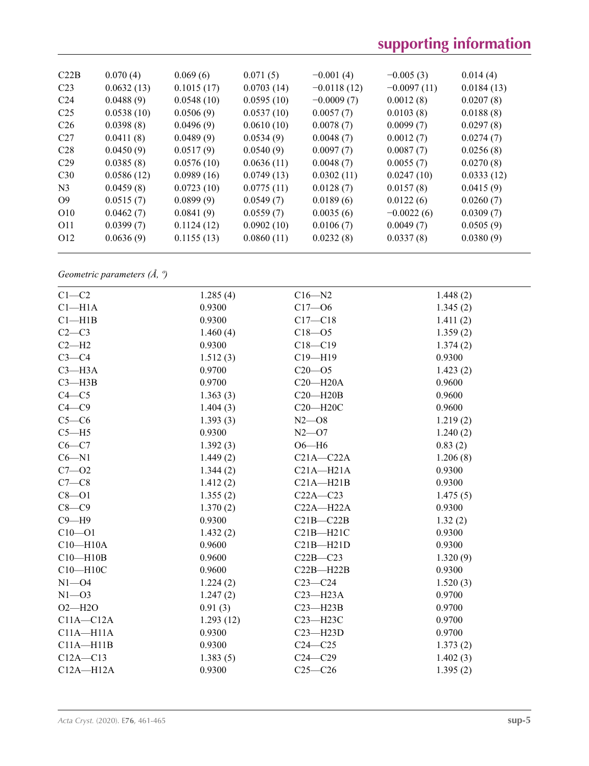| | | | | | | |
|---|---|---|---|---|---|---|
| C22B | 0.070 (4) | 0.069 (6) | 0.071 (5) | −0.001 (4) | −0.005 (3) | 0.014 (4) |
| C23 | 0.0632 (13) | 0.1015 (17) | 0.0703 (14) | −0.0118 (12) | −0.0097 (11) | 0.0184 (13) |
| C24 | 0.0488 (9) | 0.0548 (10) | 0.0595 (10) | −0.0009 (7) | 0.0012 (8) | 0.0207 (8) |
| C25 | 0.0538 (10) | 0.0506 (9) | 0.0537 (10) | 0.0057 (7) | 0.0103 (8) | 0.0188 (8) |
| C26 | 0.0398 (8) | 0.0496 (9) | 0.0610 (10) | 0.0078 (7) | 0.0099 (7) | 0.0297 (8) |
| C27 | 0.0411 (8) | 0.0489 (9) | 0.0534 (9) | 0.0048 (7) | 0.0012 (7) | 0.0274 (7) |
| C28 | 0.0450 (9) | 0.0517 (9) | 0.0540 (9) | 0.0097 (7) | 0.0087 (7) | 0.0256 (8) |
| C29 | 0.0385 (8) | 0.0576 (10) | 0.0636 (11) | 0.0048 (7) | 0.0055 (7) | 0.0270 (8) |
| C30 | 0.0586 (12) | 0.0989 (16) | 0.0749 (13) | 0.0302 (11) | 0.0247 (10) | 0.0333 (12) |
| N3 | 0.0459 (8) | 0.0723 (10) | 0.0775 (11) | 0.0128 (7) | 0.0157 (8) | 0.0415 (9) |
| O9 | 0.0515 (7) | 0.0899 (9) | 0.0549 (7) | 0.0189 (6) | 0.0122 (6) | 0.0260 (7) |
| O10 | 0.0462 (7) | 0.0841 (9) | 0.0559 (7) | 0.0035 (6) | −0.0022 (6) | 0.0309 (7) |
| O11 | 0.0399 (7) | 0.1124 (12) | 0.0902 (10) | 0.0106 (7) | 0.0049 (7) | 0.0505 (9) |
| O12 | 0.0636 (9) | 0.1155 (13) | 0.0860 (11) | 0.0232 (8) | 0.0337 (8) | 0.0380 (9) |

*Geometric parameters (Å, º)*

| | | | |
|---|---|---|---|
| C1—C2 | 1.285 (4) | C16—N2 | 1.448 (2) |
| C1—H1A | 0.9300 | C17—O6 | 1.345 (2) |
| C1—H1B | 0.9300 | C17—C18 | 1.411 (2) |
| C2—C3 | 1.460 (4) | C18—O5 | 1.359 (2) |
| C2—H2 | 0.9300 | C18—C19 | 1.374 (2) |
| C3—C4 | 1.512 (3) | C19—H19 | 0.9300 |
| C3—H3A | 0.9700 | C20—O5 | 1.423 (2) |
| C3—H3B | 0.9700 | C20—H20A | 0.9600 |
| C4—C5 | 1.363 (3) | C20—H20B | 0.9600 |
| C4—C9 | 1.404 (3) | C20—H20C | 0.9600 |
| C5—C6 | 1.393 (3) | N2—O8 | 1.219 (2) |
| C5—H5 | 0.9300 | N2—O7 | 1.240 (2) |
| C6—C7 | 1.392 (3) | O6—H6 | 0.83 (2) |
| C6—N1 | 1.449 (2) | C21A—C22A | 1.206 (8) |
| C7—O2 | 1.344 (2) | C21A—H21A | 0.9300 |
| C7—C8 | 1.412 (2) | C21A—H21B | 0.9300 |
| C8—O1 | 1.355 (2) | C22A—C23 | 1.475 (5) |
| C8—C9 | 1.370 (2) | C22A—H22A | 0.9300 |
| C9—H9 | 0.9300 | C21B—C22B | 1.32 (2) |
| C10—O1 | 1.432 (2) | C21B—H21C | 0.9300 |
| C10—H10A | 0.9600 | C21B—H21D | 0.9300 |
| C10—H10B | 0.9600 | C22B—C23 | 1.320 (9) |
| C10—H10C | 0.9600 | C22B—H22B | 0.9300 |
| N1—O4 | 1.224 (2) | C23—C24 | 1.520 (3) |
| N1—O3 | 1.247 (2) | C23—H23A | 0.9700 |
| O2—H2O | 0.91 (3) | C23—H23B | 0.9700 |
| C11A—C12A | 1.293 (12) | C23—H23C | 0.9700 |
| C11A—H11A | 0.9300 | C23—H23D | 0.9700 |
| C11A—H11B | 0.9300 | C24—C25 | 1.373 (2) |
| C12A—C13 | 1.383 (5) | C24—C29 | 1.402 (3) |
| C12A—H12A | 0.9300 | C25—C26 | 1.395 (2) |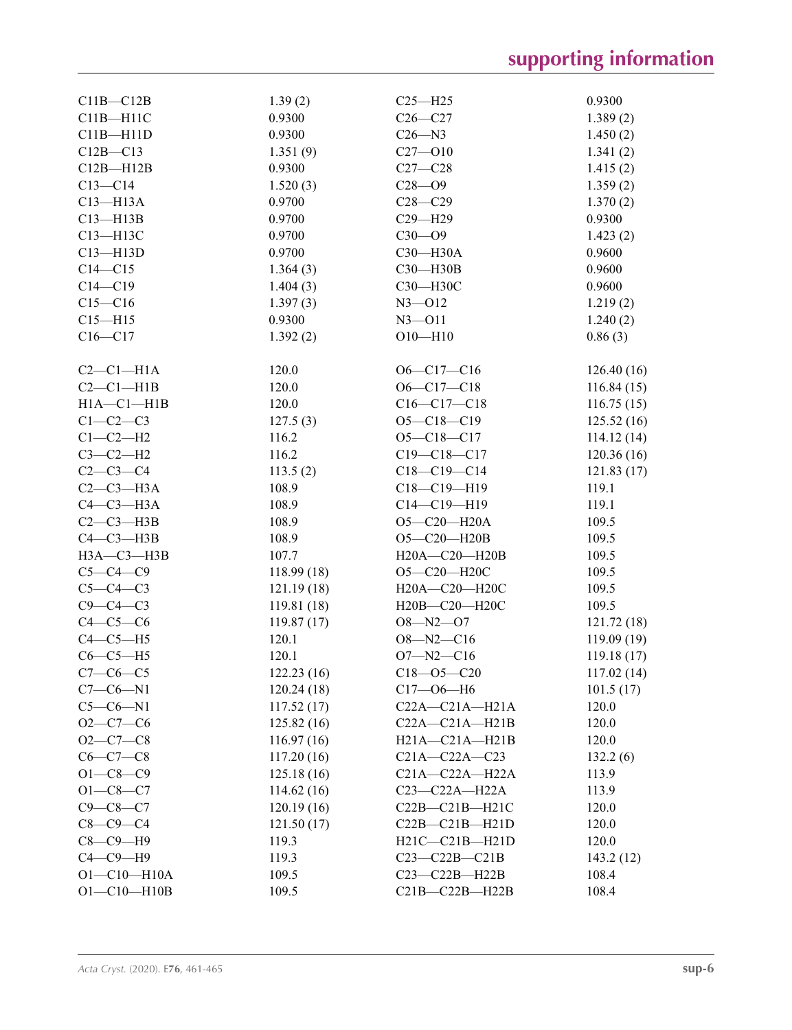| | | | |
|---|---|---|---|
| C11B—C12B | 1.39 (2) | C25—H25 | 0.9300 |
| C11B—H11C | 0.9300 | C26—C27 | 1.389 (2) |
| C11B—H11D | 0.9300 | C26—N3 | 1.450 (2) |
| C12B—C13 | 1.351 (9) | C27—O10 | 1.341 (2) |
| C12B—H12B | 0.9300 | C27—C28 | 1.415 (2) |
| C13—C14 | 1.520 (3) | C28—O9 | 1.359 (2) |
| C13—H13A | 0.9700 | C28—C29 | 1.370 (2) |
| C13—H13B | 0.9700 | C29—H29 | 0.9300 |
| C13—H13C | 0.9700 | C30—O9 | 1.423 (2) |
| C13—H13D | 0.9700 | C30—H30A | 0.9600 |
| C14—C15 | 1.364 (3) | C30—H30B | 0.9600 |
| C14—C19 | 1.404 (3) | C30—H30C | 0.9600 |
| C15—C16 | 1.397 (3) | N3—O12 | 1.219 (2) |
| C15—H15 | 0.9300 | N3—O11 | 1.240 (2) |
| C16—C17 | 1.392 (2) | O10—H10 | 0.86 (3) |
| | | | |
| C2—C1—H1A | 120.0 | O6—C17—C16 | 126.40 (16) |
| C2—C1—H1B | 120.0 | O6—C17—C18 | 116.84 (15) |
| H1A—C1—H1B | 120.0 | C16—C17—C18 | 116.75 (15) |
| C1—C2—C3 | 127.5 (3) | O5—C18—C19 | 125.52 (16) |
| C1—C2—H2 | 116.2 | O5—C18—C17 | 114.12 (14) |
| C3—C2—H2 | 116.2 | C19—C18—C17 | 120.36 (16) |
| C2—C3—C4 | 113.5 (2) | C18—C19—C14 | 121.83 (17) |
| C2—C3—H3A | 108.9 | C18—C19—H19 | 119.1 |
| C4—C3—H3A | 108.9 | C14—C19—H19 | 119.1 |
| C2—C3—H3B | 108.9 | O5—C20—H20A | 109.5 |
| C4—C3—H3B | 108.9 | O5—C20—H20B | 109.5 |
| H3A—C3—H3B | 107.7 | H20A—C20—H20B | 109.5 |
| C5—C4—C9 | 118.99 (18) | O5—C20—H20C | 109.5 |
| C5—C4—C3 | 121.19 (18) | H20A—C20—H20C | 109.5 |
| C9—C4—C3 | 119.81 (18) | H20B—C20—H20C | 109.5 |
| C4—C5—C6 | 119.87 (17) | O8—N2—O7 | 121.72 (18) |
| C4—C5—H5 | 120.1 | O8—N2—C16 | 119.09 (19) |
| C6—C5—H5 | 120.1 | O7—N2—C16 | 119.18 (17) |
| C7—C6—C5 | 122.23 (16) | C18—O5—C20 | 117.02 (14) |
| C7—C6—N1 | 120.24 (18) | C17—O6—H6 | 101.5 (17) |
| C5—C6—N1 | 117.52 (17) | C22A—C21A—H21A | 120.0 |
| O2—C7—C6 | 125.82 (16) | C22A—C21A—H21B | 120.0 |
| O2—C7—C8 | 116.97 (16) | H21A—C21A—H21B | 120.0 |
| C6—C7—C8 | 117.20 (16) | C21A—C22A—C23 | 132.2 (6) |
| O1—C8—C9 | 125.18 (16) | C21A—C22A—H22A | 113.9 |
| O1—C8—C7 | 114.62 (16) | C23—C22A—H22A | 113.9 |
| C9—C8—C7 | 120.19 (16) | C22B—C21B—H21C | 120.0 |
| C8—C9—C4 | 121.50 (17) | C22B—C21B—H21D | 120.0 |
| C8—C9—H9 | 119.3 | H21C—C21B—H21D | 120.0 |
| C4—C9—H9 | 119.3 | C23—C22B—C21B | 143.2 (12) |
| O1—C10—H10A | 109.5 | C23—C22B—H22B | 108.4 |
| O1—C10—H10B | 109.5 | C21B—C22B—H22B | 108.4 |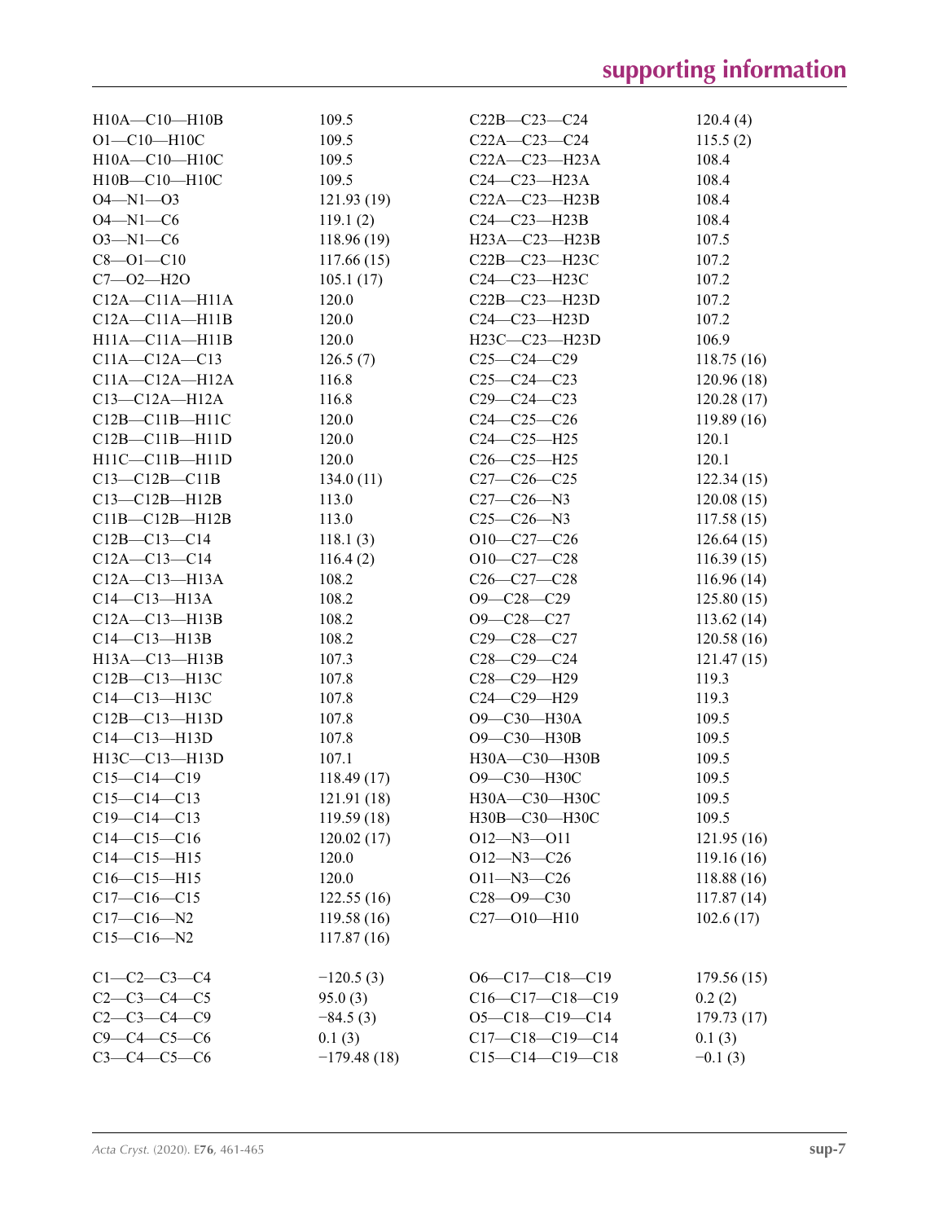| | | | |
|---|---|---|---|
| H10A—C10—H10B | 109.5 | C22B—C23—C24 | 120.4 (4) |
| O1—C10—H10C | 109.5 | C22A—C23—C24 | 115.5 (2) |
| H10A—C10—H10C | 109.5 | C22A—C23—H23A | 108.4 |
| H10B—C10—H10C | 109.5 | C24—C23—H23A | 108.4 |
| O4—N1—O3 | 121.93 (19) | C22A—C23—H23B | 108.4 |
| O4—N1—C6 | 119.1 (2) | C24—C23—H23B | 108.4 |
| O3—N1—C6 | 118.96 (19) | H23A—C23—H23B | 107.5 |
| C8—O1—C10 | 117.66 (15) | C22B—C23—H23C | 107.2 |
| C7—O2—H2O | 105.1 (17) | C24—C23—H23C | 107.2 |
| C12A—C11A—H11A | 120.0 | C22B—C23—H23D | 107.2 |
| C12A—C11A—H11B | 120.0 | C24—C23—H23D | 107.2 |
| H11A—C11A—H11B | 120.0 | H23C—C23—H23D | 106.9 |
| C11A—C12A—C13 | 126.5 (7) | C25—C24—C29 | 118.75 (16) |
| C11A—C12A—H12A | 116.8 | C25—C24—C23 | 120.96 (18) |
| C13—C12A—H12A | 116.8 | C29—C24—C23 | 120.28 (17) |
| C12B—C11B—H11C | 120.0 | C24—C25—C26 | 119.89 (16) |
| C12B—C11B—H11D | 120.0 | C24—C25—H25 | 120.1 |
| H11C—C11B—H11D | 120.0 | C26—C25—H25 | 120.1 |
| C13—C12B—C11B | 134.0 (11) | C27—C26—C25 | 122.34 (15) |
| C13—C12B—H12B | 113.0 | C27—C26—N3 | 120.08 (15) |
| C11B—C12B—H12B | 113.0 | C25—C26—N3 | 117.58 (15) |
| C12B—C13—C14 | 118.1 (3) | O10—C27—C26 | 126.64 (15) |
| C12A—C13—C14 | 116.4 (2) | O10—C27—C28 | 116.39 (15) |
| C12A—C13—H13A | 108.2 | C26—C27—C28 | 116.96 (14) |
| C14—C13—H13A | 108.2 | O9—C28—C29 | 125.80 (15) |
| C12A—C13—H13B | 108.2 | O9—C28—C27 | 113.62 (14) |
| C14—C13—H13B | 108.2 | C29—C28—C27 | 120.58 (16) |
| H13A—C13—H13B | 107.3 | C28—C29—C24 | 121.47 (15) |
| C12B—C13—H13C | 107.8 | C28—C29—H29 | 119.3 |
| C14—C13—H13C | 107.8 | C24—C29—H29 | 119.3 |
| C12B—C13—H13D | 107.8 | O9—C30—H30A | 109.5 |
| C14—C13—H13D | 107.8 | O9—C30—H30B | 109.5 |
| H13C—C13—H13D | 107.1 | H30A—C30—H30B | 109.5 |
| C15—C14—C19 | 118.49 (17) | O9—C30—H30C | 109.5 |
| C15—C14—C13 | 121.91 (18) | H30A—C30—H30C | 109.5 |
| C19—C14—C13 | 119.59 (18) | H30B—C30—H30C | 109.5 |
| C14—C15—C16 | 120.02 (17) | O12—N3—O11 | 121.95 (16) |
| C14—C15—H15 | 120.0 | O12—N3—C26 | 119.16 (16) |
| C16—C15—H15 | 120.0 | O11—N3—C26 | 118.88 (16) |
| C17—C16—C15 | 122.55 (16) | C28—O9—C30 | 117.87 (14) |
| C17—C16—N2 | 119.58 (16) | C27—O10—H10 | 102.6 (17) |
| C15—C16—N2 | 117.87 (16) | | |

| | | | |
|---|---|---|---|
| C1—C2—C3—C4 | −120.5 (3) | O6—C17—C18—C19 | 179.56 (15) |
| C2—C3—C4—C5 | 95.0 (3) | C16—C17—C18—C19 | 0.2 (2) |
| C2—C3—C4—C9 | −84.5 (3) | O5—C18—C19—C14 | 179.73 (17) |
| C9—C4—C5—C6 | 0.1 (3) | C17—C18—C19—C14 | 0.1 (3) |
| C3—C4—C5—C6 | −179.48 (18) | C15—C14—C19—C18 | −0.1 (3) |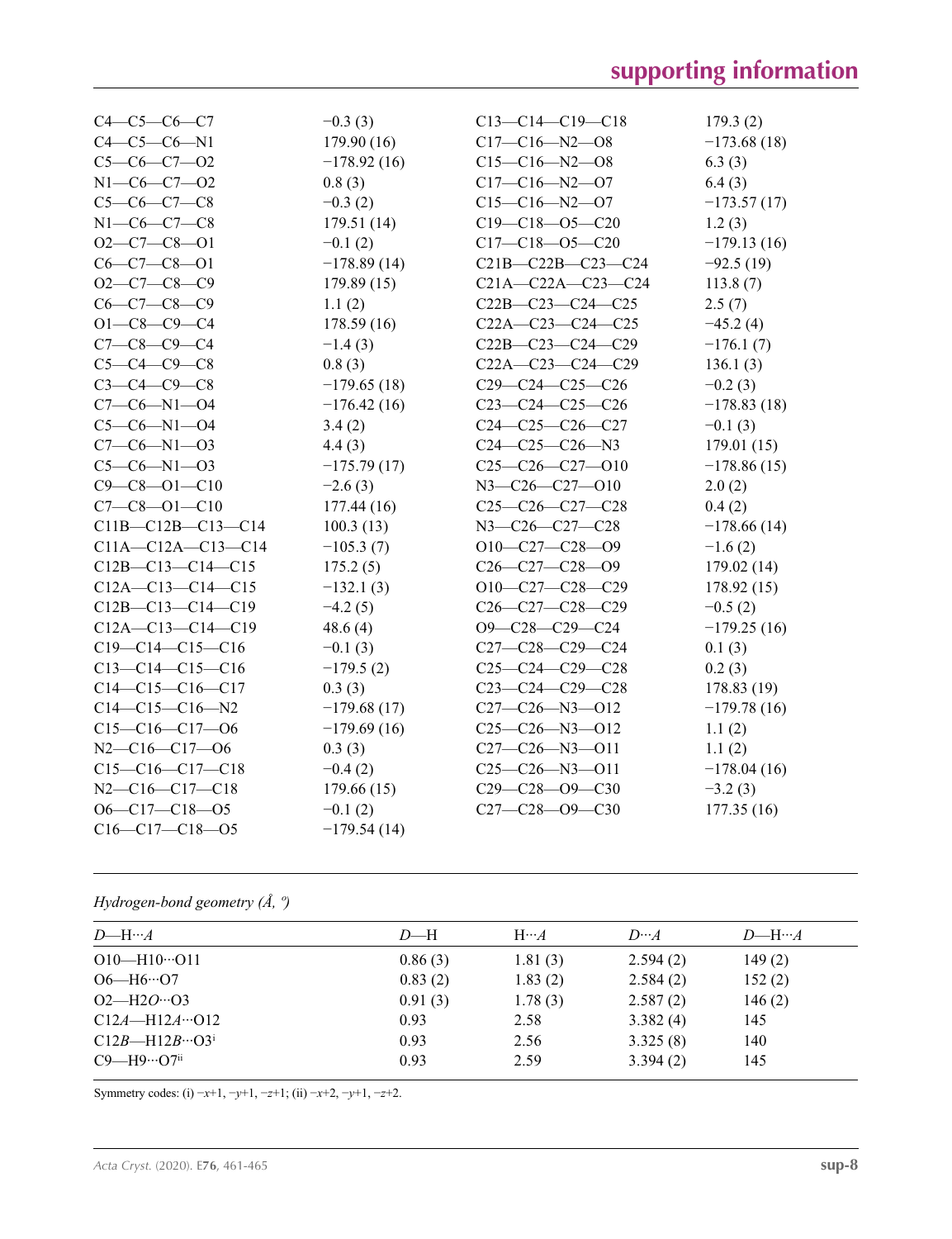| | | | |
|---|---|---|---|
| C4—C5—C6—C7 | −0.3 (3) | C13—C14—C19—C18 | 179.3 (2) |
| C4—C5—C6—N1 | 179.90 (16) | C17—C16—N2—O8 | −173.68 (18) |
| C5—C6—C7—O2 | −178.92 (16) | C15—C16—N2—O8 | 6.3 (3) |
| N1—C6—C7—O2 | 0.8 (3) | C17—C16—N2—O7 | 6.4 (3) |
| C5—C6—C7—C8 | −0.3 (2) | C15—C16—N2—O7 | −173.57 (17) |
| N1—C6—C7—C8 | 179.51 (14) | C19—C18—O5—C20 | 1.2 (3) |
| O2—C7—C8—O1 | −0.1 (2) | C17—C18—O5—C20 | −179.13 (16) |
| C6—C7—C8—O1 | −178.89 (14) | C21B—C22B—C23—C24 | −92.5 (19) |
| O2—C7—C8—C9 | 179.89 (15) | C21A—C22A—C23—C24 | 113.8 (7) |
| C6—C7—C8—C9 | 1.1 (2) | C22B—C23—C24—C25 | 2.5 (7) |
| O1—C8—C9—C4 | 178.59 (16) | C22A—C23—C24—C25 | −45.2 (4) |
| C7—C8—C9—C4 | −1.4 (3) | C22B—C23—C24—C29 | −176.1 (7) |
| C5—C4—C9—C8 | 0.8 (3) | C22A—C23—C24—C29 | 136.1 (3) |
| C3—C4—C9—C8 | −179.65 (18) | C29—C24—C25—C26 | −0.2 (3) |
| C7—C6—N1—O4 | −176.42 (16) | C23—C24—C25—C26 | −178.83 (18) |
| C5—C6—N1—O4 | 3.4 (2) | C24—C25—C26—C27 | −0.1 (3) |
| C7—C6—N1—O3 | 4.4 (3) | C24—C25—C26—N3 | 179.01 (15) |
| C5—C6—N1—O3 | −175.79 (17) | C25—C26—C27—O10 | −178.86 (15) |
| C9—C8—O1—C10 | −2.6 (3) | N3—C26—C27—O10 | 2.0 (2) |
| C7—C8—O1—C10 | 177.44 (16) | C25—C26—C27—C28 | 0.4 (2) |
| C11B—C12B—C13—C14 | 100.3 (13) | N3—C26—C27—C28 | −178.66 (14) |
| C11A—C12A—C13—C14 | −105.3 (7) | O10—C27—C28—O9 | −1.6 (2) |
| C12B—C13—C14—C15 | 175.2 (5) | C26—C27—C28—O9 | 179.02 (14) |
| C12A—C13—C14—C15 | −132.1 (3) | O10—C27—C28—C29 | 178.92 (15) |
| C12B—C13—C14—C19 | −4.2 (5) | C26—C27—C28—C29 | −0.5 (2) |
| C12A—C13—C14—C19 | 48.6 (4) | O9—C28—C29—C24 | −179.25 (16) |
| C19—C14—C15—C16 | −0.1 (3) | C27—C28—C29—C24 | 0.1 (3) |
| C13—C14—C15—C16 | −179.5 (2) | C25—C24—C29—C28 | 0.2 (3) |
| C14—C15—C16—C17 | 0.3 (3) | C23—C24—C29—C28 | 178.83 (19) |
| C14—C15—C16—N2 | −179.68 (17) | C27—C26—N3—O12 | −179.78 (16) |
| C15—C16—C17—O6 | −179.69 (16) | C25—C26—N3—O12 | 1.1 (2) |
| N2—C16—C17—O6 | 0.3 (3) | C27—C26—N3—O11 | 1.1 (2) |
| C15—C16—C17—C18 | −0.4 (2) | C25—C26—N3—O11 | −178.04 (16) |
| N2—C16—C17—C18 | 179.66 (15) | C29—C28—O9—C30 | −3.2 (3) |
| O6—C17—C18—O5 | −0.1 (2) | C27—C28—O9—C30 | 177.35 (16) |
| C16—C17—C18—O5 | −179.54 (14) | | |

*Hydrogen-bond geometry (Å, º)*

| *D*—H···*A* | *D*—H | H···*A* | *D*···*A* | *D*—H···*A* |
|---|---|---|---|---|
| O10—H10···O11 | 0.86 (3) | 1.81 (3) | 2.594 (2) | 149 (2) |
| O6—H6···O7 | 0.83 (2) | 1.83 (2) | 2.584 (2) | 152 (2) |
| O2—H2*O*···O3 | 0.91 (3) | 1.78 (3) | 2.587 (2) | 146 (2) |
| C12*A*—H12*A*···O12 | 0.93 | 2.58 | 3.382 (4) | 145 |
| C12*B*—H12*B*···O3[i] | 0.93 | 2.56 | 3.325 (8) | 140 |
| C9—H9···O7[ii] | 0.93 | 2.59 | 3.394 (2) | 145 |

Symmetry codes: (i) −*x*+1, −*y*+1, −*z*+1; (ii) −*x*+2, −*y*+1, −*z*+2.